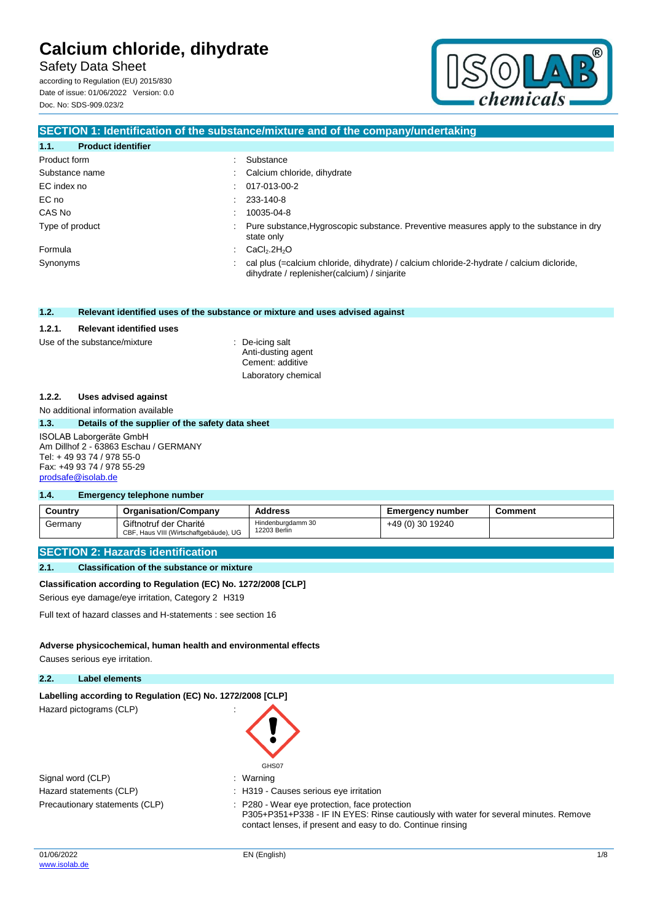# Calcium chloride, dihydrate

Safety Data Sheet

according to Regulation (EU) 2015/830
Date of issue: 01/06/2022 Version: 0.0
Doc. No: SDS-909.023/2

## SECTION 1: Identification of the substance/mixture and of the company/undertaking

### 1.1. Product identifier

| | |
|---|---|
| Product form | : Substance |
| Substance name | : Calcium chloride, dihydrate |
| EC index no | : 017-013-00-2 |
| EC no | : 233-140-8 |
| CAS No | : 10035-04-8 |
| Type of product | : Pure substance,Hygroscopic substance. Preventive measures apply to the substance in dry state only |
| Formula | : $CaCl_2.2H_2O$ |
| Synonyms | : cal plus (=calcium chloride, dihydrate) / calcium chloride-2-hydrate / calcium dicloride, dihydrate / replenisher(calcium) / sinjarite |

### 1.2. Relevant identified uses of the substance or mixture and uses advised against

#### 1.2.1. Relevant identified uses

Use of the substance/mixture : De-icing salt
Anti-dusting agent
Cement: additive
Laboratory chemical

#### 1.2.2. Uses advised against

No additional information available

### 1.3. Details of the supplier of the safety data sheet

ISOLAB Laborgeräte GmbH
Am Dillhof 2 - 63863 Eschau / GERMANY
Tel: + 49 93 74 / 978 55-0
Fax: +49 93 74 / 978 55-29
prodsafe@isolab.de

### 1.4. Emergency telephone number

| Country | Organisation/Company | Address | Emergency number | Comment |
|---|---|---|---|---|
| Germany | Giftnotruf der Charité<br>CBF, Haus VIII (Wirtschaftgebäude), UG | Hindenburgdamm 30<br>12203 Berlin | +49 (0) 30 19240 | |

## SECTION 2: Hazards identification

### 2.1. Classification of the substance or mixture

**Classification according to Regulation (EC) No. 1272/2008 [CLP]**

Serious eye damage/eye irritation, Category 2 H319

Full text of hazard classes and H-statements : see section 16

**Adverse physicochemical, human health and environmental effects**

Causes serious eye irritation.

### 2.2. Label elements

**Labelling according to Regulation (EC) No. 1272/2008 [CLP]**

Hazard pictograms (CLP) :

GHS07

| | |
|---|---|
| Signal word (CLP) | : Warning |
| Hazard statements (CLP) | : H319 - Causes serious eye irritation |
| Precautionary statements (CLP) | : P280 - Wear eye protection, face protection<br>P305+P351+P338 - IF IN EYES: Rinse cautiously with water for several minutes. Remove contact lenses, if present and easy to do. Continue rinsing |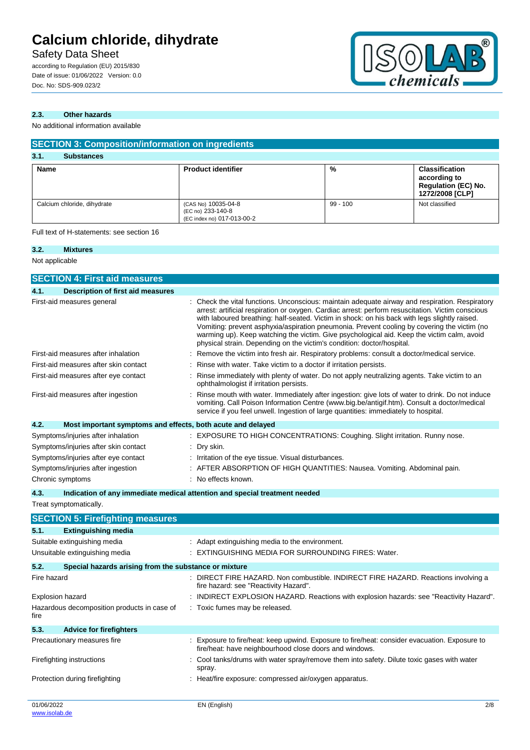### 2.3. Other hazards

No additional information available

## SECTION 3: Composition/information on ingredients

### 3.1. Substances

| Name | Product identifier | % | Classification according to Regulation (EC) No. 1272/2008 [CLP] |
|---|---|---|---|
| Calcium chloride, dihydrate | (CAS No) 10035-04-8<br>(EC no) 233-140-8<br>(EC index no) 017-013-00-2 | 99 - 100 | Not classified |

Full text of H-statements: see section 16

### 3.2. Mixtures

Not applicable

## SECTION 4: First aid measures

### 4.1. Description of first aid measures

| | |
|---|---|
| First-aid measures general | : Check the vital functions. Unconscious: maintain adequate airway and respiration. Respiratory arrest: artificial respiration or oxygen. Cardiac arrest: perform resuscitation. Victim conscious with laboured breathing: half-seated. Victim in shock: on his back with legs slightly raised. Vomiting: prevent asphyxia/aspiration pneumonia. Prevent cooling by covering the victim (no warming up). Keep watching the victim. Give psychological aid. Keep the victim calm, avoid physical strain. Depending on the victim's condition: doctor/hospital. |
| First-aid measures after inhalation | : Remove the victim into fresh air. Respiratory problems: consult a doctor/medical service. |
| First-aid measures after skin contact | : Rinse with water. Take victim to a doctor if irritation persists. |
| First-aid measures after eye contact | : Rinse immediately with plenty of water. Do not apply neutralizing agents. Take victim to an ophthalmologist if irritation persists. |
| First-aid measures after ingestion | : Rinse mouth with water. Immediately after ingestion: give lots of water to drink. Do not induce vomiting. Call Poison Information Centre (www.big.be/antigif.htm). Consult a doctor/medical service if you feel unwell. Ingestion of large quantities: immediately to hospital. |

### 4.2. Most important symptoms and effects, both acute and delayed

| | |
|---|---|
| Symptoms/injuries after inhalation | : EXPOSURE TO HIGH CONCENTRATIONS: Coughing. Slight irritation. Runny nose. |
| Symptoms/injuries after skin contact | : Dry skin. |
| Symptoms/injuries after eye contact | : Irritation of the eye tissue. Visual disturbances. |
| Symptoms/injuries after ingestion | : AFTER ABSORPTION OF HIGH QUANTITIES: Nausea. Vomiting. Abdominal pain. |
| Chronic symptoms | : No effects known. |

### 4.3. Indication of any immediate medical attention and special treatment needed

Treat symptomatically.

## SECTION 5: Firefighting measures

### 5.1. Extinguishing media

| | |
|---|---|
| Suitable extinguishing media | : Adapt extinguishing media to the environment. |
| Unsuitable extinguishing media | : EXTINGUISHING MEDIA FOR SURROUNDING FIRES: Water. |

### 5.2. Special hazards arising from the substance or mixture

| | |
|---|---|
| Fire hazard | : DIRECT FIRE HAZARD. Non combustible. INDIRECT FIRE HAZARD. Reactions involving a fire hazard: see "Reactivity Hazard". |
| Explosion hazard | : INDIRECT EXPLOSION HAZARD. Reactions with explosion hazards: see "Reactivity Hazard". |
| Hazardous decomposition products in case of fire | : Toxic fumes may be released. |

### 5.3. Advice for firefighters

| | |
|---|---|
| Precautionary measures fire | : Exposure to fire/heat: keep upwind. Exposure to fire/heat: consider evacuation. Exposure to fire/heat: have neighbourhood close doors and windows. |
| Firefighting instructions | : Cool tanks/drums with water spray/remove them into safety. Dilute toxic gases with water spray. |
| Protection during firefighting | : Heat/fire exposure: compressed air/oxygen apparatus. |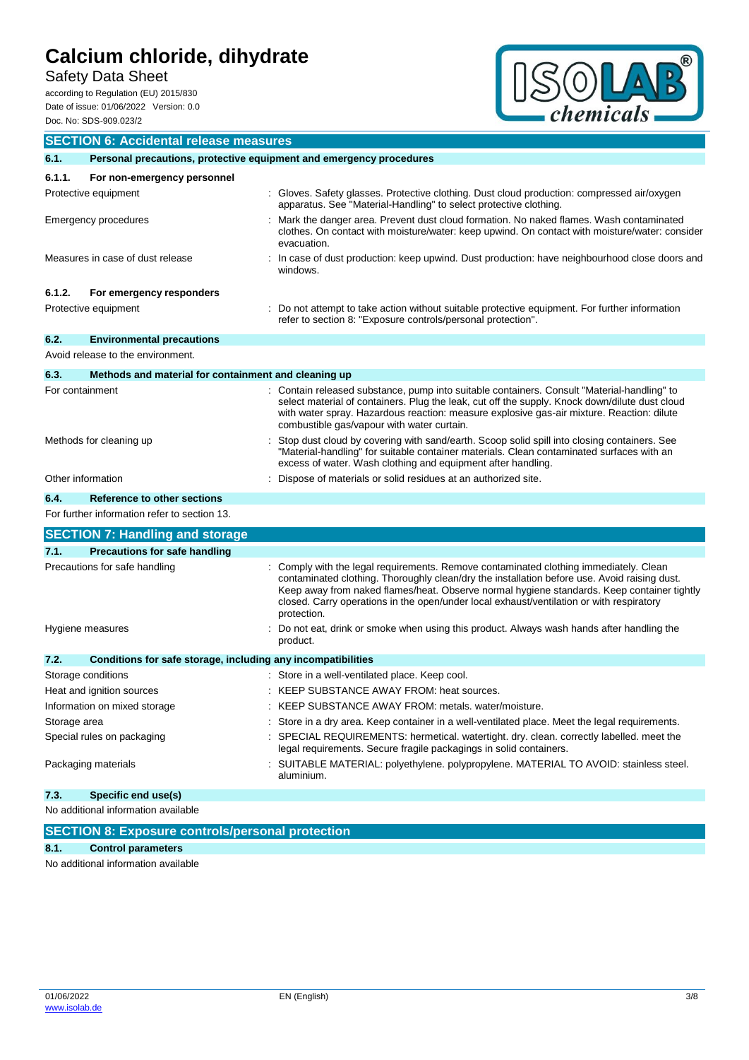## SECTION 6: Accidental release measures

### 6.1. Personal precautions, protective equipment and emergency procedures

#### 6.1.1. For non-emergency personnel

| | |
|---|---|
| Protective equipment | : Gloves. Safety glasses. Protective clothing. Dust cloud production: compressed air/oxygen apparatus. See "Material-Handling" to select protective clothing. |
| Emergency procedures | : Mark the danger area. Prevent dust cloud formation. No naked flames. Wash contaminated clothes. On contact with moisture/water: keep upwind. On contact with moisture/water: consider evacuation. |
| Measures in case of dust release | : In case of dust production: keep upwind. Dust production: have neighbourhood close doors and windows. |

#### 6.1.2. For emergency responders

| | |
|---|---|
| Protective equipment | : Do not attempt to take action without suitable protective equipment. For further information refer to section 8: "Exposure controls/personal protection". |

### 6.2. Environmental precautions

Avoid release to the environment.

### 6.3. Methods and material for containment and cleaning up

| | |
|---|---|
| For containment | : Contain released substance, pump into suitable containers. Consult "Material-handling" to select material of containers. Plug the leak, cut off the supply. Knock down/dilute dust cloud with water spray. Hazardous reaction: measure explosive gas-air mixture. Reaction: dilute combustible gas/vapour with water curtain. |
| Methods for cleaning up | : Stop dust cloud by covering with sand/earth. Scoop solid spill into closing containers. See "Material-handling" for suitable container materials. Clean contaminated surfaces with an excess of water. Wash clothing and equipment after handling. |
| Other information | : Dispose of materials or solid residues at an authorized site. |

### 6.4. Reference to other sections

For further information refer to section 13.

## SECTION 7: Handling and storage

### 7.1. Precautions for safe handling

| | |
|---|---|
| Precautions for safe handling | : Comply with the legal requirements. Remove contaminated clothing immediately. Clean contaminated clothing. Thoroughly clean/dry the installation before use. Avoid raising dust. Keep away from naked flames/heat. Observe normal hygiene standards. Keep container tightly closed. Carry operations in the open/under local exhaust/ventilation or with respiratory protection. |
| Hygiene measures | : Do not eat, drink or smoke when using this product. Always wash hands after handling the product. |

### 7.2. Conditions for safe storage, including any incompatibilities

| | |
|---|---|
| Storage conditions | : Store in a well-ventilated place. Keep cool. |
| Heat and ignition sources | : KEEP SUBSTANCE AWAY FROM: heat sources. |
| Information on mixed storage | : KEEP SUBSTANCE AWAY FROM: metals. water/moisture. |
| Storage area | : Store in a dry area. Keep container in a well-ventilated place. Meet the legal requirements. |
| Special rules on packaging | : SPECIAL REQUIREMENTS: hermetical. watertight. dry. clean. correctly labelled. meet the legal requirements. Secure fragile packagings in solid containers. |
| Packaging materials | : SUITABLE MATERIAL: polyethylene. polypropylene. MATERIAL TO AVOID: stainless steel. aluminium. |

### 7.3. Specific end use(s)

No additional information available

## SECTION 8: Exposure controls/personal protection

### 8.1. Control parameters

No additional information available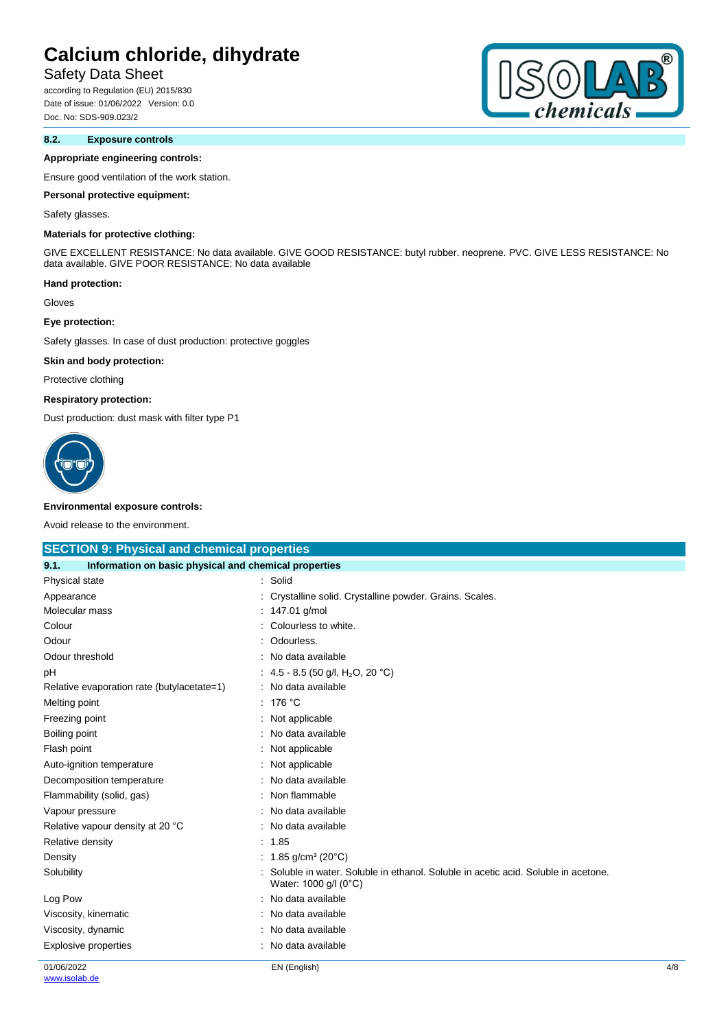### 8.2. Exposure controls

**Appropriate engineering controls:**

Ensure good ventilation of the work station.

**Personal protective equipment:**

Safety glasses.

**Materials for protective clothing:**

GIVE EXCELLENT RESISTANCE: No data available. GIVE GOOD RESISTANCE: butyl rubber. neoprene. PVC. GIVE LESS RESISTANCE: No data available. GIVE POOR RESISTANCE: No data available

**Hand protection:**

Gloves

**Eye protection:**

Safety glasses. In case of dust production: protective goggles

**Skin and body protection:**

Protective clothing

**Respiratory protection:**

Dust production: dust mask with filter type P1

**Environmental exposure controls:**

Avoid release to the environment.

## SECTION 9: Physical and chemical properties

### 9.1. Information on basic physical and chemical properties

| Property | Value |
|---|---|
| Physical state | Solid |
| Appearance | Crystalline solid. Crystalline powder. Grains. Scales. |
| Molecular mass | 147.01 g/mol |
| Colour | Colourless to white. |
| Odour | Odourless. |
| Odour threshold | No data available |
| pH | 4.5 - 8.5 (50 g/l, $H_2O$, 20 °C) |
| Relative evaporation rate (butylacetate=1) | No data available |
| Melting point | 176 °C |
| Freezing point | Not applicable |
| Boiling point | No data available |
| Flash point | Not applicable |
| Auto-ignition temperature | Not applicable |
| Decomposition temperature | No data available |
| Flammability (solid, gas) | Non flammable |
| Vapour pressure | No data available |
| Relative vapour density at 20 °C | No data available |
| Relative density | 1.85 |
| Density | 1.85 g/cm³ (20°C) |
| Solubility | Soluble in water. Soluble in ethanol. Soluble in acetic acid. Soluble in acetone. Water: 1000 g/l (0°C) |
| Log Pow | No data available |
| Viscosity, kinematic | No data available |
| Viscosity, dynamic | No data available |
| Explosive properties | No data available |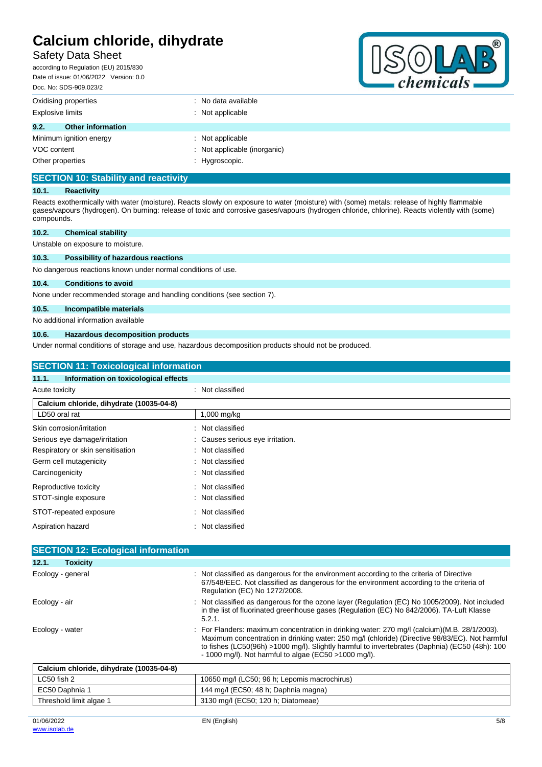| | |
|---|---|
| Oxidising properties | : No data available |
| Explosive limits | : Not applicable |

### 9.2. Other information

| | |
|---|---|
| Minimum ignition energy | : Not applicable |
| VOC content | : Not applicable (inorganic) |
| Other properties | : Hygroscopic. |

## SECTION 10: Stability and reactivity

### 10.1. Reactivity

Reacts exothermically with water (moisture). Reacts slowly on exposure to water (moisture) with (some) metals: release of highly flammable gases/vapours (hydrogen). On burning: release of toxic and corrosive gases/vapours (hydrogen chloride, chlorine). Reacts violently with (some) compounds.

### 10.2. Chemical stability

Unstable on exposure to moisture.

### 10.3. Possibility of hazardous reactions

No dangerous reactions known under normal conditions of use.

### 10.4. Conditions to avoid

None under recommended storage and handling conditions (see section 7).

### 10.5. Incompatible materials

No additional information available

### 10.6. Hazardous decomposition products

Under normal conditions of storage and use, hazardous decomposition products should not be produced.

## SECTION 11: Toxicological information

### 11.1. Information on toxicological effects

Acute toxicity : Not classified

| Calcium chloride, dihydrate (10035-04-8) | |
|---|---|
| LD50 oral rat | 1,000 mg/kg |

| | |
|---|---|
| Skin corrosion/irritation | : Not classified |
| Serious eye damage/irritation | : Causes serious eye irritation. |
| Respiratory or skin sensitisation | : Not classified |
| Germ cell mutagenicity | : Not classified |
| Carcinogenicity | : Not classified |
| Reproductive toxicity | : Not classified |
| STOT-single exposure | : Not classified |
| STOT-repeated exposure | : Not classified |
| Aspiration hazard | : Not classified |

## SECTION 12: Ecological information

### 12.1. Toxicity

| | |
|---|---|
| Ecology - general | : Not classified as dangerous for the environment according to the criteria of Directive 67/548/EEC. Not classified as dangerous for the environment according to the criteria of Regulation (EC) No 1272/2008. |
| Ecology - air | : Not classified as dangerous for the ozone layer (Regulation (EC) No 1005/2009). Not included in the list of fluorinated greenhouse gases (Regulation (EC) No 842/2006). TA-Luft Klasse 5.2.1. |
| Ecology - water | : For Flanders: maximum concentration in drinking water: 270 mg/l (calcium)(M.B. 28/1/2003). Maximum concentration in drinking water: 250 mg/l (chloride) (Directive 98/83/EC). Not harmful to fishes (LC50(96h) >1000 mg/l). Slightly harmful to invertebrates (Daphnia) (EC50 (48h): 100 - 1000 mg/l). Not harmful to algae (EC50 >1000 mg/l). |

| Calcium chloride, dihydrate (10035-04-8) | |
|---|---|
| LC50 fish 2 | 10650 mg/l (LC50; 96 h; Lepomis macrochirus) |
| EC50 Daphnia 1 | 144 mg/l (EC50; 48 h; Daphnia magna) |
| Threshold limit algae 1 | 3130 mg/l (EC50; 120 h; Diatomeae) |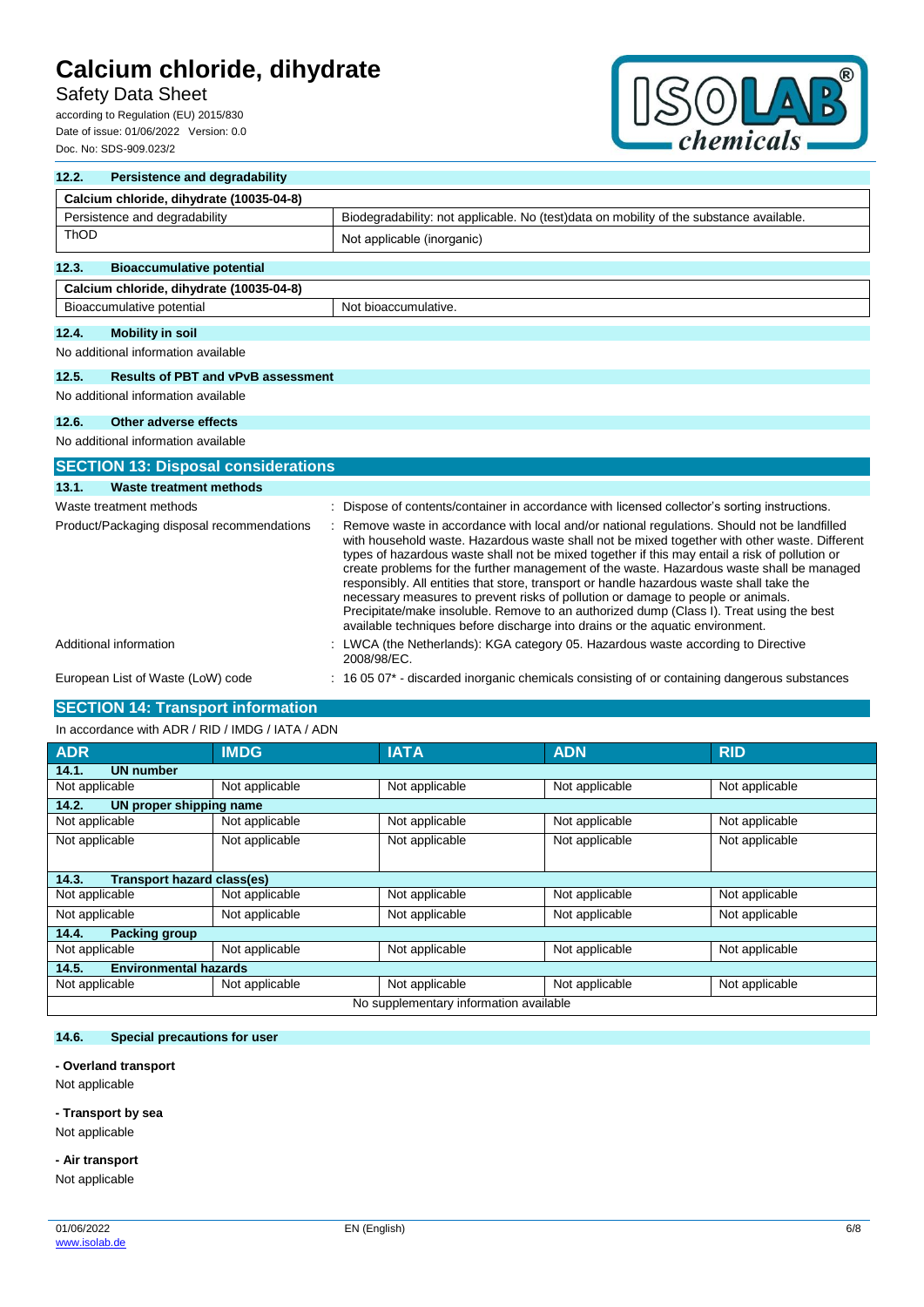### 12.2. Persistence and degradability

| Calcium chloride, dihydrate (10035-04-8) | |
|---|---|
| Persistence and degradability | Biodegradability: not applicable. No (test)data on mobility of the substance available. |
| ThOD | Not applicable (inorganic) |

### 12.3. Bioaccumulative potential

| Calcium chloride, dihydrate (10035-04-8) | |
|---|---|
| Bioaccumulative potential | Not bioaccumulative. |

### 12.4. Mobility in soil

No additional information available

### 12.5. Results of PBT and vPvB assessment

No additional information available

### 12.6. Other adverse effects

No additional information available

## SECTION 13: Disposal considerations

### 13.1. Waste treatment methods

| | |
|---|---|
| Waste treatment methods | : Dispose of contents/container in accordance with licensed collector's sorting instructions. |
| Product/Packaging disposal recommendations | : Remove waste in accordance with local and/or national regulations. Should not be landfilled with household waste. Hazardous waste shall not be mixed together with other waste. Different types of hazardous waste shall not be mixed together if this may entail a risk of pollution or create problems for the further management of the waste. Hazardous waste shall be managed responsibly. All entities that store, transport or handle hazardous waste shall take the necessary measures to prevent risks of pollution or damage to people or animals. Precipitate/make insoluble. Remove to an authorized dump (Class I). Treat using the best available techniques before discharge into drains or the aquatic environment. |
| Additional information | : LWCA (the Netherlands): KGA category 05. Hazardous waste according to Directive 2008/98/EC. |
| European List of Waste (LoW) code | : 16 05 07* - discarded inorganic chemicals consisting of or containing dangerous substances |

## SECTION 14: Transport information

In accordance with ADR / RID / IMDG / IATA / ADN

| ADR | IMDG | IATA | ADN | RID |
|---|---|---|---|---|
| **14.1. UN number** | | | | |
| Not applicable | Not applicable | Not applicable | Not applicable | Not applicable |
| **14.2. UN proper shipping name** | | | | |
| Not applicable | Not applicable | Not applicable | Not applicable | Not applicable |
| Not applicable | Not applicable | Not applicable | Not applicable | Not applicable |
| **14.3. Transport hazard class(es)** | | | | |
| Not applicable | Not applicable | Not applicable | Not applicable | Not applicable |
| Not applicable | Not applicable | Not applicable | Not applicable | Not applicable |
| **14.4. Packing group** | | | | |
| Not applicable | Not applicable | Not applicable | Not applicable | Not applicable |
| **14.5. Environmental hazards** | | | | |
| Not applicable | Not applicable | Not applicable | Not applicable | Not applicable |
| No supplementary information available | | | | |

### 14.6. Special precautions for user

**- Overland transport**

Not applicable

**- Transport by sea**

Not applicable

**- Air transport**

Not applicable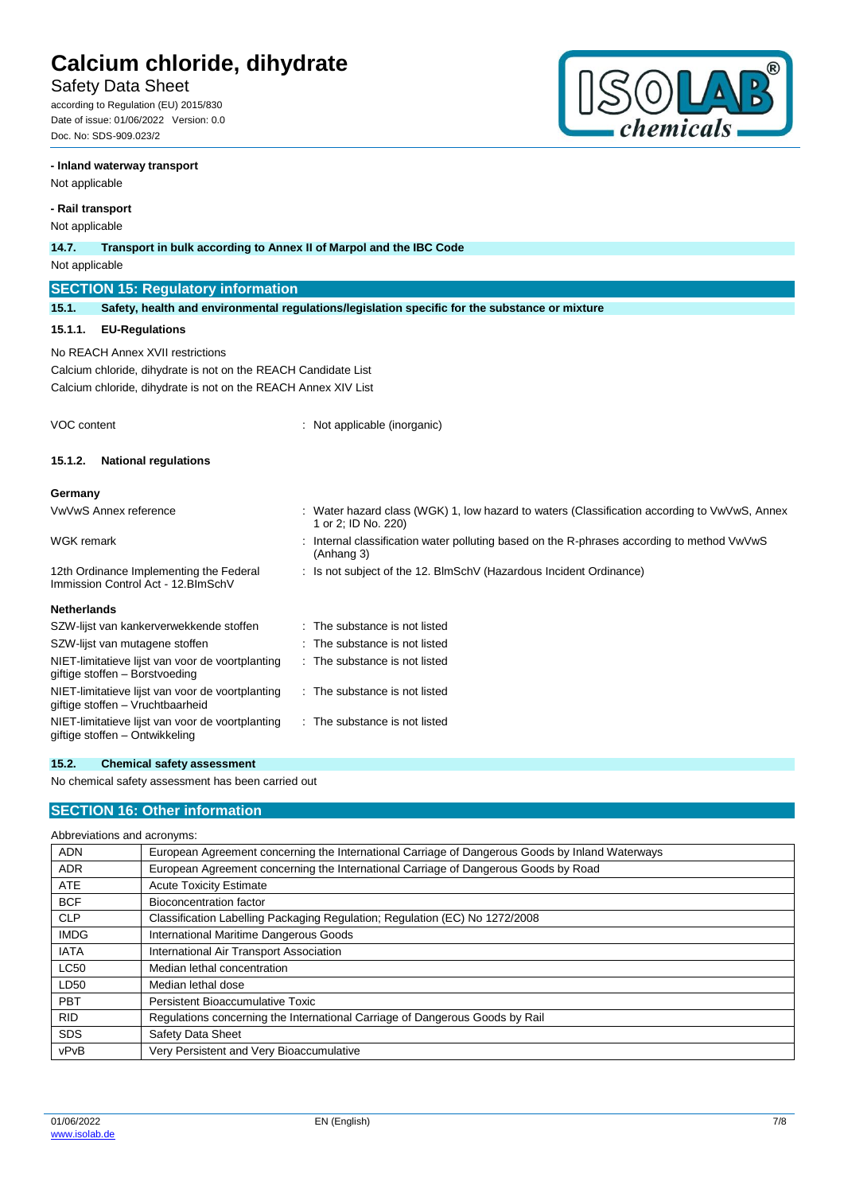**- Inland waterway transport**

Not applicable

**- Rail transport**

Not applicable

**14.7. Transport in bulk according to Annex II of Marpol and the IBC Code**

Not applicable

## SECTION 15: Regulatory information

**15.1. Safety, health and environmental regulations/legislation specific for the substance or mixture**

**15.1.1. EU-Regulations**

No REACH Annex XVII restrictions

Calcium chloride, dihydrate is not on the REACH Candidate List

Calcium chloride, dihydrate is not on the REACH Annex XIV List

VOC content : Not applicable (inorganic)

**15.1.2. National regulations**

**Germany**

| | |
|---|---|
| VwVwS Annex reference | : Water hazard class (WGK) 1, low hazard to waters (Classification according to VwVwS, Annex 1 or 2; ID No. 220) |
| WGK remark | : Internal classification water polluting based on the R-phrases according to method VwVwS (Anhang 3) |
| 12th Ordinance Implementing the Federal Immission Control Act - 12.BImSchV | : Is not subject of the 12. BlmSchV (Hazardous Incident Ordinance) |

**Netherlands**

| | |
|---|---|
| SZW-lijst van kankerverwekkende stoffen | : The substance is not listed |
| SZW-lijst van mutagene stoffen | : The substance is not listed |
| NIET-limitatieve lijst van voor de voortplanting giftige stoffen – Borstvoeding | : The substance is not listed |
| NIET-limitatieve lijst van voor de voortplanting giftige stoffen – Vruchtbaarheid | : The substance is not listed |
| NIET-limitatieve lijst van voor de voortplanting giftige stoffen – Ontwikkeling | : The substance is not listed |

**15.2. Chemical safety assessment**

No chemical safety assessment has been carried out

## SECTION 16: Other information

Abbreviations and acronyms:

| | |
|---|---|
| ADN | European Agreement concerning the International Carriage of Dangerous Goods by Inland Waterways |
| ADR | European Agreement concerning the International Carriage of Dangerous Goods by Road |
| ATE | Acute Toxicity Estimate |
| BCF | Bioconcentration factor |
| CLP | Classification Labelling Packaging Regulation; Regulation (EC) No 1272/2008 |
| IMDG | International Maritime Dangerous Goods |
| IATA | International Air Transport Association |
| LC50 | Median lethal concentration |
| LD50 | Median lethal dose |
| PBT | Persistent Bioaccumulative Toxic |
| RID | Regulations concerning the International Carriage of Dangerous Goods by Rail |
| SDS | Safety Data Sheet |
| vPvB | Very Persistent and Very Bioaccumulative |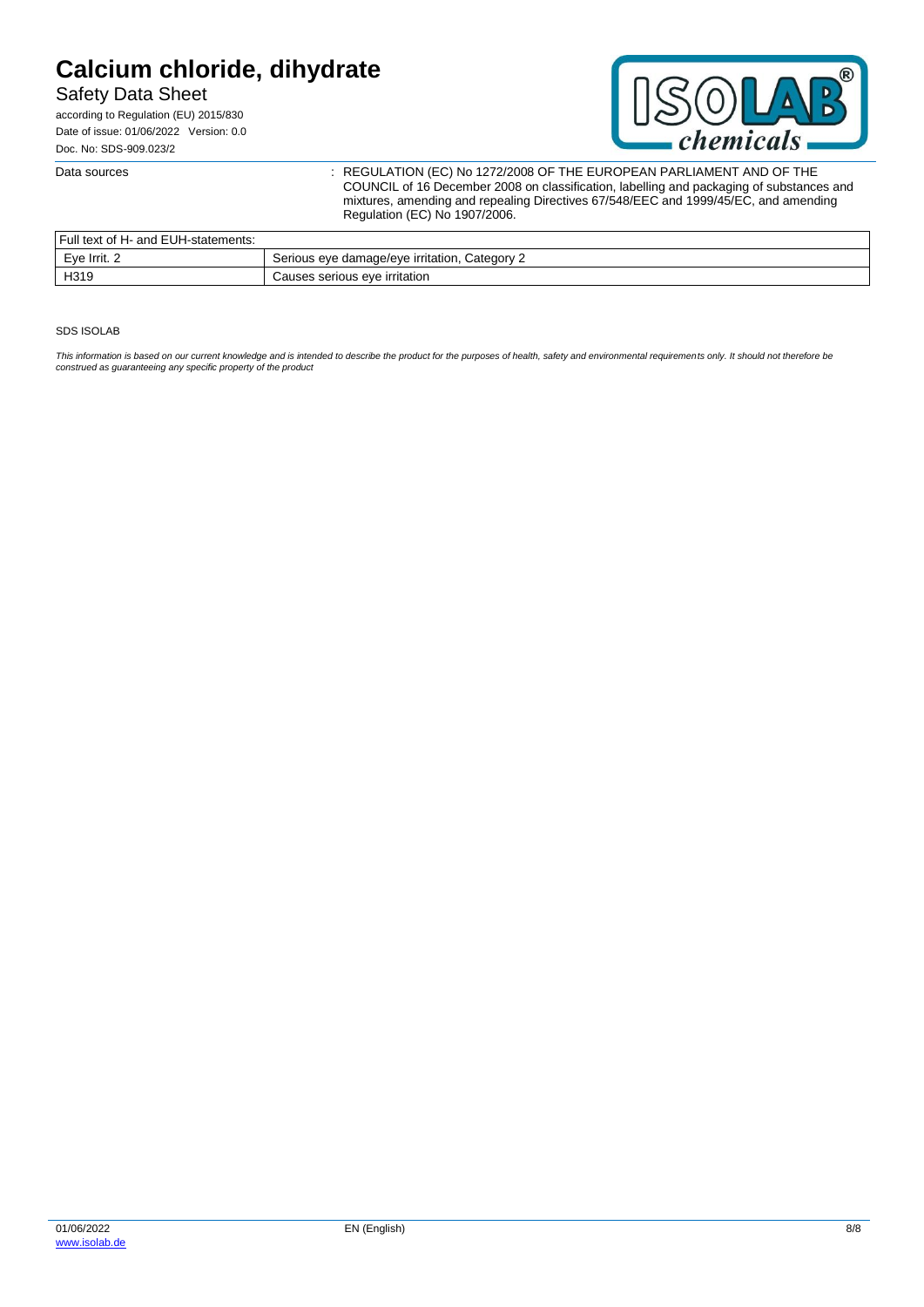Data sources : REGULATION (EC) No 1272/2008 OF THE EUROPEAN PARLIAMENT AND OF THE COUNCIL of 16 December 2008 on classification, labelling and packaging of substances and mixtures, amending and repealing Directives 67/548/EEC and 1999/45/EC, and amending Regulation (EC) No 1907/2006.

| Full text of H- and EUH-statements: | |
| --- | --- |
| Eye Irrit. 2 | Serious eye damage/eye irritation, Category 2 |
| H319 | Causes serious eye irritation |

SDS ISOLAB

*This information is based on our current knowledge and is intended to describe the product for the purposes of health, safety and environmental requirements only. It should not therefore be construed as guaranteeing any specific property of the product*